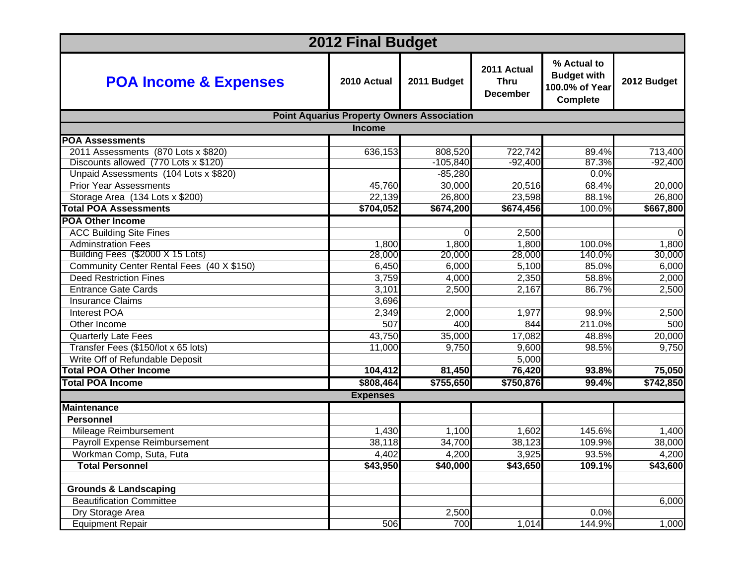# 2012 Final Budget

| POA Income & Expenses | 2010 Actual | 2011 Budget | 2011 Actual Thru December | % Actual to Budget with 100.0% of Year Complete | 2012 Budget |
|---|---|---|---|---|---|
| **Point Aquarius Property Owners Association** | | | | | |
| **Income** | | | | | |
| **POA Assessments** | | | | | |
| 2011 Assessments (870 Lots x $820) | 636,153 | 808,520 | 722,742 | 89.4% | 713,400 |
| Discounts allowed (770 Lots x $120) | | -105,840 | -92,400 | 87.3% | -92,400 |
| Unpaid Assessments (104 Lots x $820) | | -85,280 | | 0.0% | |
| Prior Year Assessments | 45,760 | 30,000 | 20,516 | 68.4% | 20,000 |
| Storage Area (134 Lots x $200) | 22,139 | 26,800 | 23,598 | 88.1% | 26,800 |
| **Total POA Assessments** | **$704,052** | **$674,200** | **$674,456** | 100.0% | **$667,800** |
| **POA Other Income** | | | | | |
| ACC Building Site Fines | | 0 | 2,500 | | 0 |
| Adminstration Fees | 1,800 | 1,800 | 1,800 | 100.0% | 1,800 |
| Building Fees ($2000 X 15 Lots) | 28,000 | 20,000 | 28,000 | 140.0% | 30,000 |
| Community Center Rental Fees (40 X $150) | 6,450 | 6,000 | 5,100 | 85.0% | 6,000 |
| Deed Restriction Fines | 3,759 | 4,000 | 2,350 | 58.8% | 2,000 |
| Entrance Gate Cards | 3,101 | 2,500 | 2,167 | 86.7% | 2,500 |
| Insurance Claims | 3,696 | | | | |
| Interest POA | 2,349 | 2,000 | 1,977 | 98.9% | 2,500 |
| Other Income | 507 | 400 | 844 | 211.0% | 500 |
| Quarterly Late Fees | 43,750 | 35,000 | 17,082 | 48.8% | 20,000 |
| Transfer Fees ($150/lot x 65 lots) | 11,000 | 9,750 | 9,600 | 98.5% | 9,750 |
| Write Off of Refundable Deposit | | | 5,000 | | |
| **Total POA Other Income** | **104,412** | **81,450** | **76,420** | **93.8%** | **75,050** |
| **Total POA Income** | **$808,464** | **$755,650** | **$750,876** | **99.4%** | **$742,850** |
| **Expenses** | | | | | |
| **Maintenance** | | | | | |
| **Personnel** | | | | | |
| Mileage Reimbursement | 1,430 | 1,100 | 1,602 | 145.6% | 1,400 |
| Payroll Expense Reimbursement | 38,118 | 34,700 | 38,123 | 109.9% | 38,000 |
| Workman Comp, Suta, Futa | 4,402 | 4,200 | 3,925 | 93.5% | 4,200 |
| **Total Personnel** | **$43,950** | **$40,000** | **$43,650** | **109.1%** | **$43,600** |
| | | | | | |
| **Grounds & Landscaping** | | | | | |
| Beautification Committee | | | | | 6,000 |
| Dry Storage Area | | 2,500 | | 0.0% | |
| Equipment Repair | 506 | 700 | 1,014 | 144.9% | 1,000 |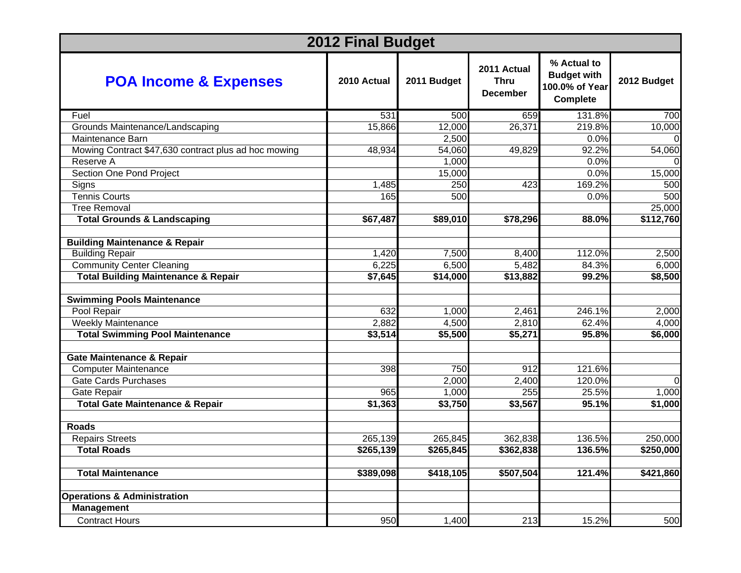| 2012 Final Budget | | | | | |
|---|---|---|---|---|---|
| **POA Income & Expenses** | **2010 Actual** | **2011 Budget** | **2011 Actual Thru December** | **% Actual to Budget with 100.0% of Year Complete** | **2012 Budget** |
| Fuel | 531 | 500 | 659 | 131.8% | 700 |
| Grounds Maintenance/Landscaping | 15,866 | 12,000 | 26,371 | 219.8% | 10,000 |
| Maintenance Barn | | 2,500 | | 0.0% | 0 |
| Mowing Contract $47,630 contract plus ad hoc mowing | 48,934 | 54,060 | 49,829 | 92.2% | 54,060 |
| Reserve A | | 1,000 | | 0.0% | 0 |
| Section One Pond Project | | 15,000 | | 0.0% | 15,000 |
| Signs | 1,485 | 250 | 423 | 169.2% | 500 |
| Tennis Courts | 165 | 500 | | 0.0% | 500 |
| Tree Removal | | | | | 25,000 |
| **Total Grounds & Landscaping** | **$67,487** | **$89,010** | **$78,296** | **88.0%** | **$112,760** |
| | | | | | |
| **Building Maintenance & Repair** | | | | | |
| Building Repair | 1,420 | 7,500 | 8,400 | 112.0% | 2,500 |
| Community Center Cleaning | 6,225 | 6,500 | 5,482 | 84.3% | 6,000 |
| **Total Building Maintenance & Repair** | **$7,645** | **$14,000** | **$13,882** | **99.2%** | **$8,500** |
| | | | | | |
| **Swimming Pools Maintenance** | | | | | |
| Pool Repair | 632 | 1,000 | 2,461 | 246.1% | 2,000 |
| Weekly Maintenance | 2,882 | 4,500 | 2,810 | 62.4% | 4,000 |
| **Total Swimming Pool Maintenance** | **$3,514** | **$5,500** | **$5,271** | **95.8%** | **$6,000** |
| | | | | | |
| **Gate Maintenance & Repair** | | | | | |
| Computer Maintenance | 398 | 750 | 912 | 121.6% | |
| Gate Cards Purchases | | 2,000 | 2,400 | 120.0% | 0 |
| Gate Repair | 965 | 1,000 | 255 | 25.5% | 1,000 |
| **Total Gate Maintenance & Repair** | **$1,363** | **$3,750** | **$3,567** | **95.1%** | **$1,000** |
| | | | | | |
| **Roads** | | | | | |
| Repairs Streets | 265,139 | 265,845 | 362,838 | 136.5% | 250,000 |
| **Total Roads** | **$265,139** | **$265,845** | **$362,838** | **136.5%** | **$250,000** |
| | | | | | |
| **Total Maintenance** | **$389,098** | **$418,105** | **$507,504** | **121.4%** | **$421,860** |
| | | | | | |
| **Operations & Administration** | | | | | |
| **Management** | | | | | |
| Contract Hours | 950 | 1,400 | 213 | 15.2% | 500 |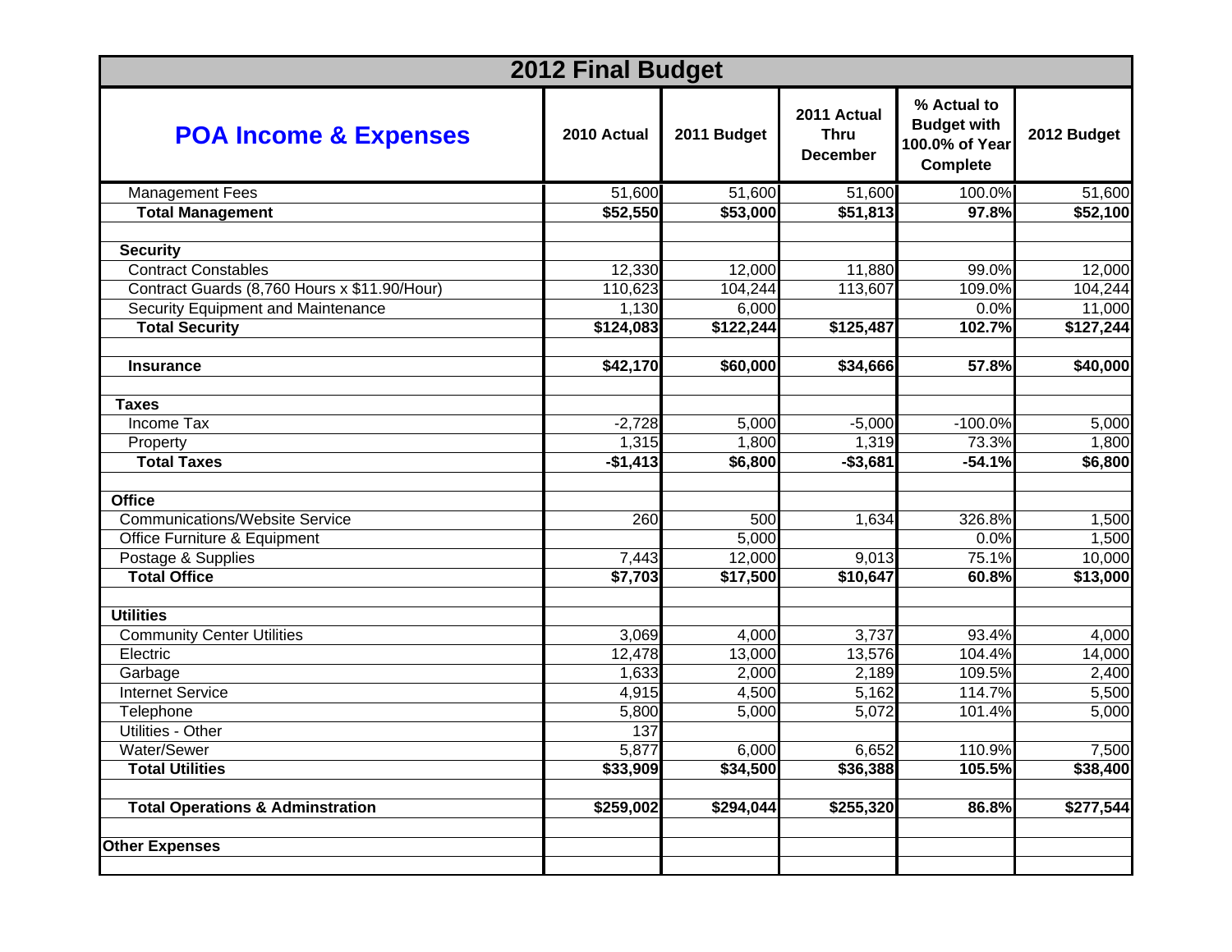# 2012 Final Budget

| POA Income & Expenses | 2010 Actual | 2011 Budget | 2011 Actual Thru December | % Actual to Budget with 100.0% of Year Complete | 2012 Budget |
|---|---|---|---|---|---|
| Management Fees | 51,600 | 51,600 | 51,600 | 100.0% | 51,600 |
| **Total Management** | **$52,550** | **$53,000** | **$51,813** | **97.8%** | **$52,100** |
| | | | | | |
| **Security** | | | | | |
| Contract Constables | 12,330 | 12,000 | 11,880 | 99.0% | 12,000 |
| Contract Guards (8,760 Hours x $11.90/Hour) | 110,623 | 104,244 | 113,607 | 109.0% | 104,244 |
| Security Equipment and Maintenance | 1,130 | 6,000 | | 0.0% | 11,000 |
| **Total Security** | **$124,083** | **$122,244** | **$125,487** | **102.7%** | **$127,244** |
| | | | | | |
| **Insurance** | **$42,170** | **$60,000** | **$34,666** | **57.8%** | **$40,000** |
| | | | | | |
| **Taxes** | | | | | |
| Income Tax | -2,728 | 5,000 | -5,000 | -100.0% | 5,000 |
| Property | 1,315 | 1,800 | 1,319 | 73.3% | 1,800 |
| **Total Taxes** | **-$1,413** | **$6,800** | **-$3,681** | **-54.1%** | **$6,800** |
| | | | | | |
| **Office** | | | | | |
| Communications/Website Service | 260 | 500 | 1,634 | 326.8% | 1,500 |
| Office Furniture & Equipment | | 5,000 | | 0.0% | 1,500 |
| Postage & Supplies | 7,443 | 12,000 | 9,013 | 75.1% | 10,000 |
| **Total Office** | **$7,703** | **$17,500** | **$10,647** | **60.8%** | **$13,000** |
| | | | | | |
| **Utilities** | | | | | |
| Community Center Utilities | 3,069 | 4,000 | 3,737 | 93.4% | 4,000 |
| Electric | 12,478 | 13,000 | 13,576 | 104.4% | 14,000 |
| Garbage | 1,633 | 2,000 | 2,189 | 109.5% | 2,400 |
| Internet Service | 4,915 | 4,500 | 5,162 | 114.7% | 5,500 |
| Telephone | 5,800 | 5,000 | 5,072 | 101.4% | 5,000 |
| Utilities - Other | 137 | | | | |
| Water/Sewer | 5,877 | 6,000 | 6,652 | 110.9% | 7,500 |
| **Total Utilities** | **$33,909** | **$34,500** | **$36,388** | **105.5%** | **$38,400** |
| | | | | | |
| **Total Operations & Adminstration** | **$259,002** | **$294,044** | **$255,320** | **86.8%** | **$277,544** |
| | | | | | |
| **Other Expenses** | | | | | |
| | | | | | |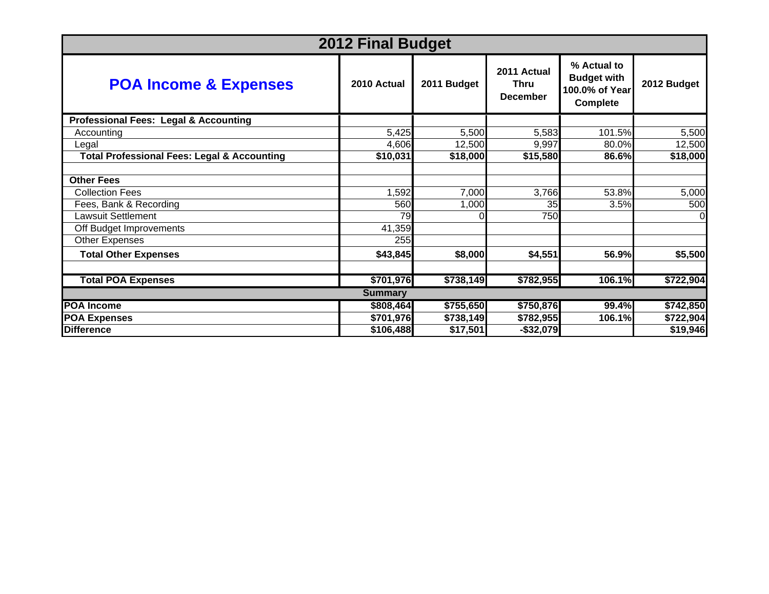# 2012 Final Budget

| POA Income & Expenses | 2010 Actual | 2011 Budget | 2011 Actual Thru December | % Actual to Budget with 100.0% of Year Complete | 2012 Budget |
|---|---|---|---|---|---|
| **Professional Fees: Legal & Accounting** | | | | | |
| Accounting | 5,425 | 5,500 | 5,583 | 101.5% | 5,500 |
| Legal | 4,606 | 12,500 | 9,997 | 80.0% | 12,500 |
| **Total Professional Fees: Legal & Accounting** | **$10,031** | **$18,000** | **$15,580** | **86.6%** | **$18,000** |
| | | | | | |
| **Other Fees** | | | | | |
| Collection Fees | 1,592 | 7,000 | 3,766 | 53.8% | 5,000 |
| Fees, Bank & Recording | 560 | 1,000 | 35 | 3.5% | 500 |
| Lawsuit Settlement | 79 | 0 | 750 | | 0 |
| Off Budget Improvements | 41,359 | | | | |
| Other Expenses | 255 | | | | |
| **Total Other Expenses** | **$43,845** | **$8,000** | **$4,551** | **56.9%** | **$5,500** |
| | | | | | |
| **Total POA Expenses** | **$701,976** | **$738,149** | **$782,955** | **106.1%** | **$722,904** |
| **Summary** | | | | | |
| **POA Income** | **$808,464** | **$755,650** | **$750,876** | **99.4%** | **$742,850** |
| **POA Expenses** | **$701,976** | **$738,149** | **$782,955** | **106.1%** | **$722,904** |
| **Difference** | **$106,488** | **$17,501** | **-$32,079** | | **$19,946** |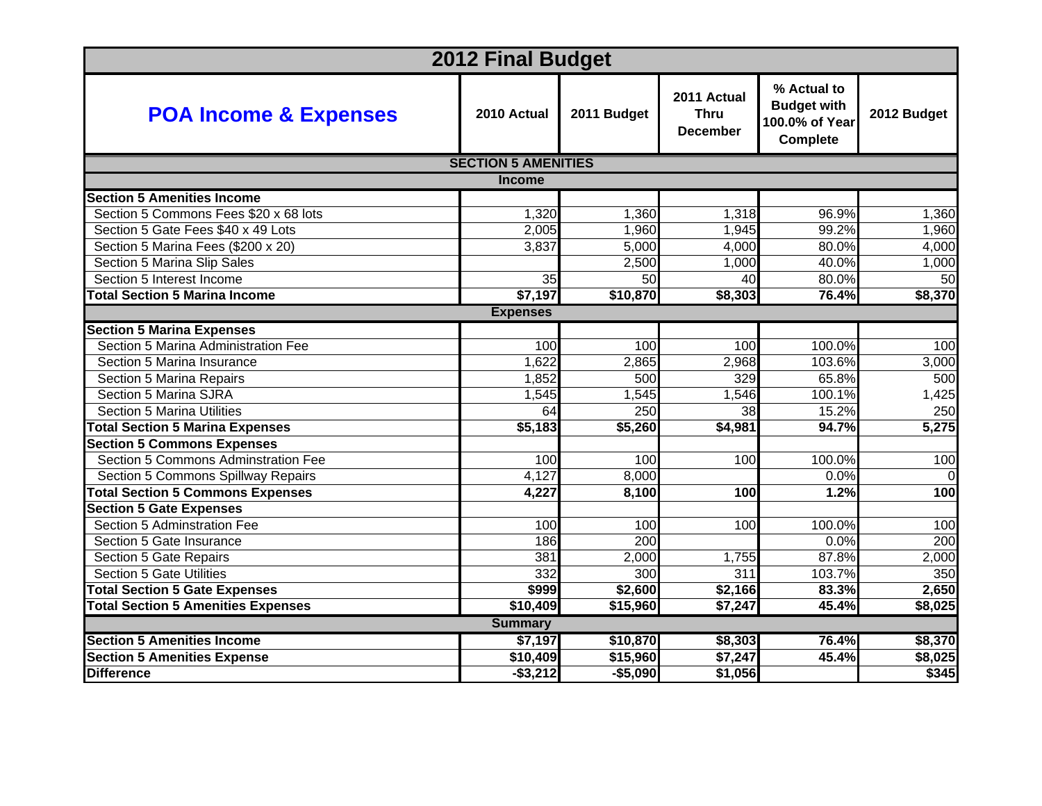| 2012 Final Budget | | | | | |
|---|---|---|---|---|---|
| **POA Income & Expenses** | **2010 Actual** | **2011 Budget** | **2011 Actual Thru December** | **% Actual to Budget with 100.0% of Year Complete** | **2012 Budget** |
| **SECTION 5 AMENITIES** | | | | | |
| **Income** | | | | | |
| **Section 5 Amenities Income** | | | | | |
| Section 5 Commons Fees $20 x 68 lots | 1,320 | 1,360 | 1,318 | 96.9% | 1,360 |
| Section 5 Gate Fees $40 x 49 Lots | 2,005 | 1,960 | 1,945 | 99.2% | 1,960 |
| Section 5 Marina Fees ($200 x 20) | 3,837 | 5,000 | 4,000 | 80.0% | 4,000 |
| Section 5 Marina Slip Sales | | 2,500 | 1,000 | 40.0% | 1,000 |
| Section 5 Interest Income | 35 | 50 | 40 | 80.0% | 50 |
| **Total Section 5 Marina Income** | **$7,197** | **$10,870** | **$8,303** | **76.4%** | **$8,370** |
| **Expenses** | | | | | |
| **Section 5 Marina Expenses** | | | | | |
| Section 5 Marina Administration Fee | 100 | 100 | 100 | 100.0% | 100 |
| Section 5 Marina Insurance | 1,622 | 2,865 | 2,968 | 103.6% | 3,000 |
| Section 5 Marina Repairs | 1,852 | 500 | 329 | 65.8% | 500 |
| Section 5 Marina SJRA | 1,545 | 1,545 | 1,546 | 100.1% | 1,425 |
| Section 5 Marina Utilities | 64 | 250 | 38 | 15.2% | 250 |
| **Total Section 5 Marina Expenses** | **$5,183** | **$5,260** | **$4,981** | **94.7%** | **5,275** |
| **Section 5 Commons Expenses** | | | | | |
| Section 5 Commons Adminstration Fee | 100 | 100 | 100 | 100.0% | 100 |
| Section 5 Commons Spillway Repairs | 4,127 | 8,000 | | 0.0% | 0 |
| **Total Section 5 Commons Expenses** | **4,227** | **8,100** | **100** | **1.2%** | **100** |
| **Section 5 Gate Expenses** | | | | | |
| Section 5 Adminstration Fee | 100 | 100 | 100 | 100.0% | 100 |
| Section 5 Gate Insurance | 186 | 200 | | 0.0% | 200 |
| Section 5 Gate Repairs | 381 | 2,000 | 1,755 | 87.8% | 2,000 |
| Section 5 Gate Utilities | 332 | 300 | 311 | 103.7% | 350 |
| **Total Section 5 Gate Expenses** | **$999** | **$2,600** | **$2,166** | **83.3%** | **2,650** |
| **Total Section 5 Amenities Expenses** | **$10,409** | **$15,960** | **$7,247** | **45.4%** | **$8,025** |
| **Summary** | | | | | |
| **Section 5 Amenities Income** | **$7,197** | **$10,870** | **$8,303** | **76.4%** | **$8,370** |
| **Section 5 Amenities Expense** | **$10,409** | **$15,960** | **$7,247** | **45.4%** | **$8,025** |
| **Difference** | **-$3,212** | **-$5,090** | **$1,056** | | **$345** |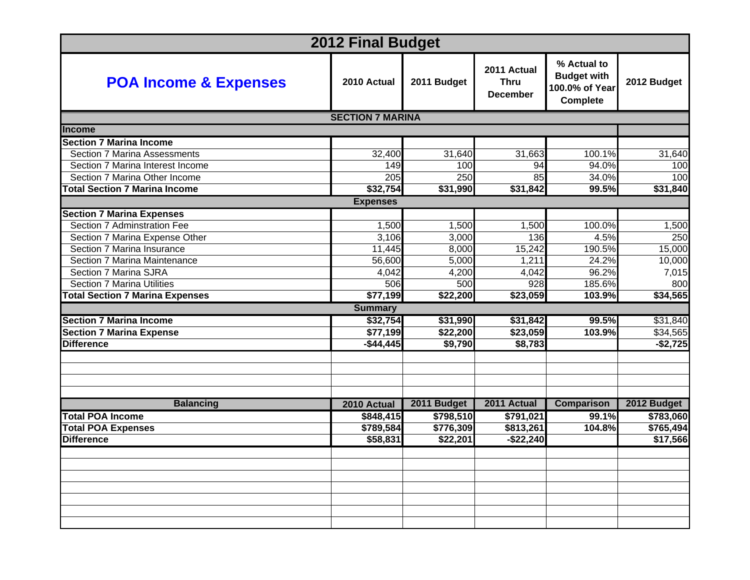# 2012 Final Budget

| POA Income & Expenses | 2010 Actual | 2011 Budget | 2011 Actual Thru December | % Actual to Budget with 100.0% of Year Complete | 2012 Budget |
|---|---|---|---|---|---|
| **SECTION 7 MARINA** | | | | | |
| **Income** | | | | | |
| **Section 7 Marina Income** | | | | | |
| Section 7 Marina Assessments | 32,400 | 31,640 | 31,663 | 100.1% | 31,640 |
| Section 7 Marina Interest Income | 149 | 100 | 94 | 94.0% | 100 |
| Section 7 Marina Other Income | 205 | 250 | 85 | 34.0% | 100 |
| **Total Section 7 Marina Income** | **$32,754** | **$31,990** | **$31,842** | **99.5%** | **$31,840** |
| **Expenses** | | | | | |
| **Section 7 Marina Expenses** | | | | | |
| Section 7 Adminstration Fee | 1,500 | 1,500 | 1,500 | 100.0% | 1,500 |
| Section 7 Marina Expense Other | 3,106 | 3,000 | 136 | 4.5% | 250 |
| Section 7 Marina Insurance | 11,445 | 8,000 | 15,242 | 190.5% | 15,000 |
| Section 7 Marina Maintenance | 56,600 | 5,000 | 1,211 | 24.2% | 10,000 |
| Section 7 Marina SJRA | 4,042 | 4,200 | 4,042 | 96.2% | 7,015 |
| Section 7 Marina Utilities | 506 | 500 | 928 | 185.6% | 800 |
| **Total Section 7 Marina Expenses** | **$77,199** | **$22,200** | **$23,059** | **103.9%** | **$34,565** |
| **Summary** | | | | | |
| **Section 7 Marina Income** | **$32,754** | **$31,990** | **$31,842** | **99.5%** | $31,840 |
| **Section 7 Marina Expense** | **$77,199** | **$22,200** | **$23,059** | **103.9%** | $34,565 |
| **Difference** | **-$44,445** | **$9,790** | **$8,783** | | **-$2,725** |

| Balancing | 2010 Actual | 2011 Budget | 2011 Actual | Comparison | 2012 Budget |
|---|---|---|---|---|---|
| **Total POA Income** | **$848,415** | **$798,510** | **$791,021** | **99.1%** | **$783,060** |
| **Total POA Expenses** | **$789,584** | **$776,309** | **$813,261** | **104.8%** | **$765,494** |
| **Difference** | **$58,831** | **$22,201** | **-$22,240** | | **$17,566** |